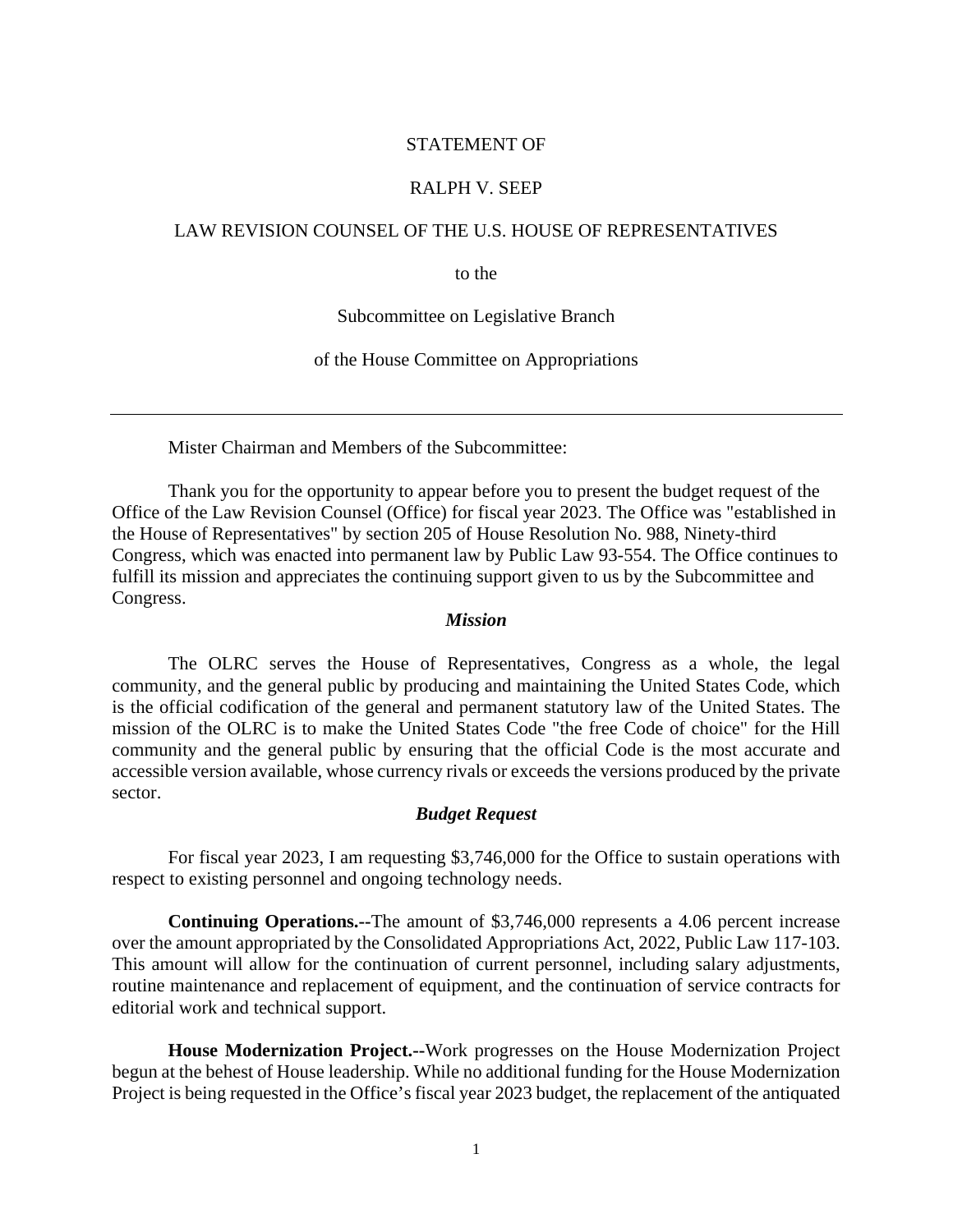STATEMENT OF

RALPH V. SEEP

LAW REVISION COUNSEL OF THE U.S. HOUSE OF REPRESENTATIVES

to the

Subcommittee on Legislative Branch

of the House Committee on Appropriations

---

Mister Chairman and Members of the Subcommittee:

Thank you for the opportunity to appear before you to present the budget request of the Office of the Law Revision Counsel (Office) for fiscal year 2023. The Office was "established in the House of Representatives" by section 205 of House Resolution No. 988, Ninety-third Congress, which was enacted into permanent law by Public Law 93-554. The Office continues to fulfill its mission and appreciates the continuing support given to us by the Subcommittee and Congress.

***Mission***

The OLRC serves the House of Representatives, Congress as a whole, the legal community, and the general public by producing and maintaining the United States Code, which is the official codification of the general and permanent statutory law of the United States. The mission of the OLRC is to make the United States Code "the free Code of choice" for the Hill community and the general public by ensuring that the official Code is the most accurate and accessible version available, whose currency rivals or exceeds the versions produced by the private sector.

***Budget Request***

For fiscal year 2023, I am requesting $3,746,000 for the Office to sustain operations with respect to existing personnel and ongoing technology needs.

**Continuing Operations.--**The amount of $3,746,000 represents a 4.06 percent increase over the amount appropriated by the Consolidated Appropriations Act, 2022, Public Law 117-103. This amount will allow for the continuation of current personnel, including salary adjustments, routine maintenance and replacement of equipment, and the continuation of service contracts for editorial work and technical support.

**House Modernization Project.--**Work progresses on the House Modernization Project begun at the behest of House leadership. While no additional funding for the House Modernization Project is being requested in the Office's fiscal year 2023 budget, the replacement of the antiquated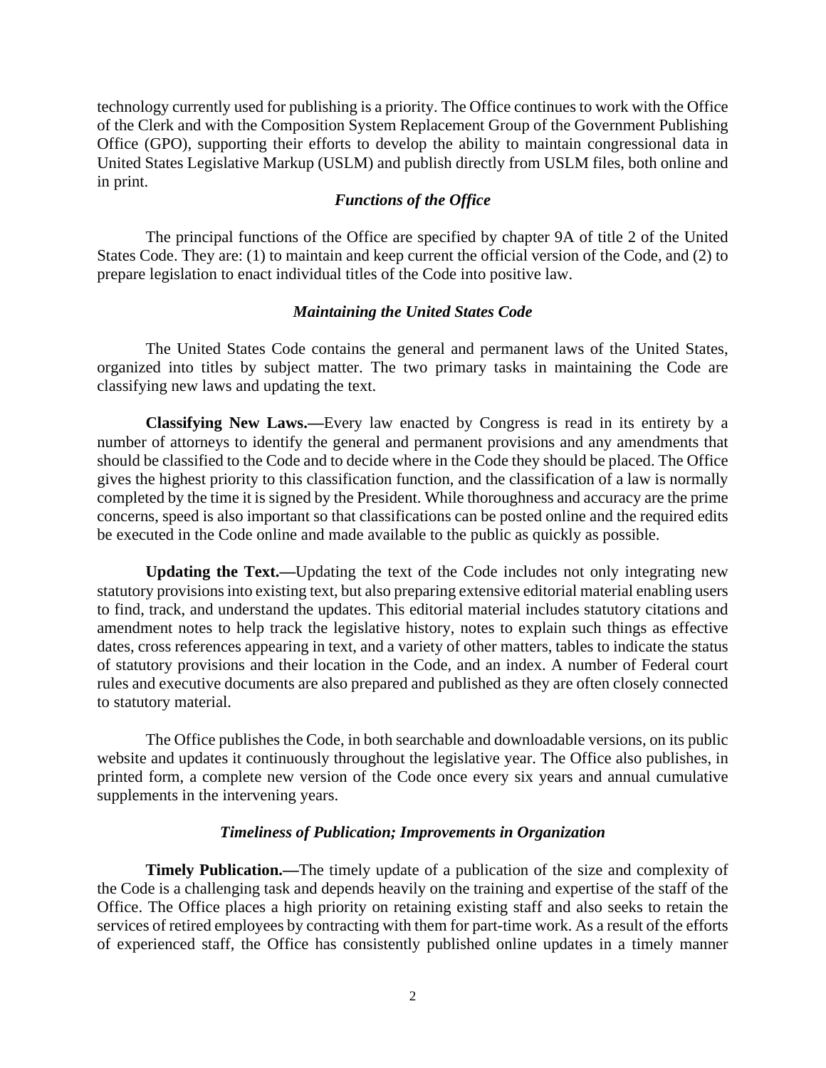technology currently used for publishing is a priority. The Office continues to work with the Office of the Clerk and with the Composition System Replacement Group of the Government Publishing Office (GPO), supporting their efforts to develop the ability to maintain congressional data in United States Legislative Markup (USLM) and publish directly from USLM files, both online and in print.

### *Functions of the Office*

The principal functions of the Office are specified by chapter 9A of title 2 of the United States Code. They are: (1) to maintain and keep current the official version of the Code, and (2) to prepare legislation to enact individual titles of the Code into positive law.

### *Maintaining the United States Code*

The United States Code contains the general and permanent laws of the United States, organized into titles by subject matter. The two primary tasks in maintaining the Code are classifying new laws and updating the text.

**Classifying New Laws.—**Every law enacted by Congress is read in its entirety by a number of attorneys to identify the general and permanent provisions and any amendments that should be classified to the Code and to decide where in the Code they should be placed. The Office gives the highest priority to this classification function, and the classification of a law is normally completed by the time it is signed by the President. While thoroughness and accuracy are the prime concerns, speed is also important so that classifications can be posted online and the required edits be executed in the Code online and made available to the public as quickly as possible.

**Updating the Text.—**Updating the text of the Code includes not only integrating new statutory provisions into existing text, but also preparing extensive editorial material enabling users to find, track, and understand the updates. This editorial material includes statutory citations and amendment notes to help track the legislative history, notes to explain such things as effective dates, cross references appearing in text, and a variety of other matters, tables to indicate the status of statutory provisions and their location in the Code, and an index. A number of Federal court rules and executive documents are also prepared and published as they are often closely connected to statutory material.

The Office publishes the Code, in both searchable and downloadable versions, on its public website and updates it continuously throughout the legislative year. The Office also publishes, in printed form, a complete new version of the Code once every six years and annual cumulative supplements in the intervening years.

### *Timeliness of Publication; Improvements in Organization*

**Timely Publication.—**The timely update of a publication of the size and complexity of the Code is a challenging task and depends heavily on the training and expertise of the staff of the Office. The Office places a high priority on retaining existing staff and also seeks to retain the services of retired employees by contracting with them for part-time work. As a result of the efforts of experienced staff, the Office has consistently published online updates in a timely manner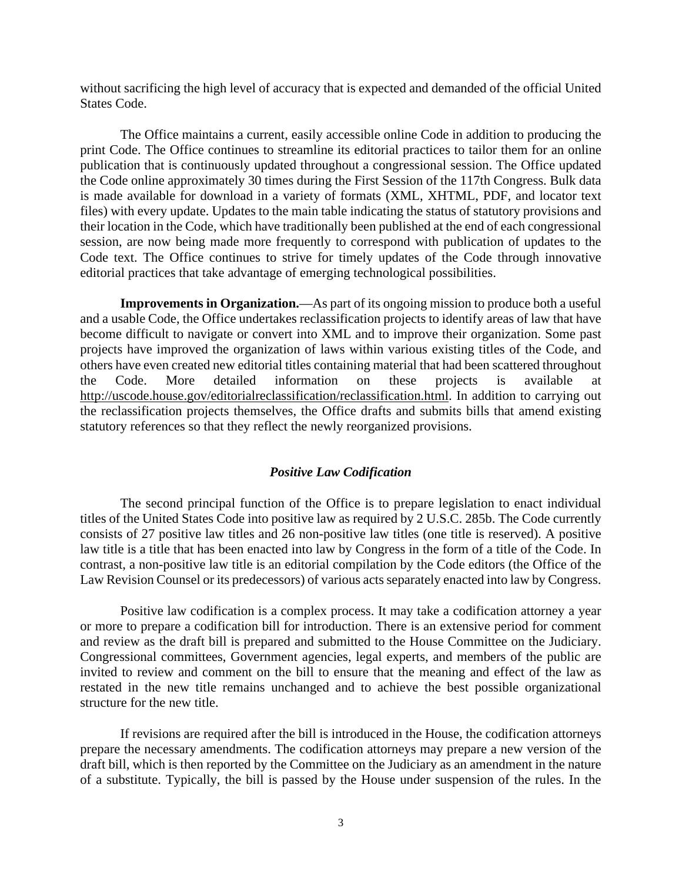without sacrificing the high level of accuracy that is expected and demanded of the official United States Code.

The Office maintains a current, easily accessible online Code in addition to producing the print Code. The Office continues to streamline its editorial practices to tailor them for an online publication that is continuously updated throughout a congressional session. The Office updated the Code online approximately 30 times during the First Session of the 117th Congress. Bulk data is made available for download in a variety of formats (XML, XHTML, PDF, and locator text files) with every update. Updates to the main table indicating the status of statutory provisions and their location in the Code, which have traditionally been published at the end of each congressional session, are now being made more frequently to correspond with publication of updates to the Code text. The Office continues to strive for timely updates of the Code through innovative editorial practices that take advantage of emerging technological possibilities.

**Improvements in Organization.**—As part of its ongoing mission to produce both a useful and a usable Code, the Office undertakes reclassification projects to identify areas of law that have become difficult to navigate or convert into XML and to improve their organization. Some past projects have improved the organization of laws within various existing titles of the Code, and others have even created new editorial titles containing material that had been scattered throughout the Code. More detailed information on these projects is available at http://uscode.house.gov/editorialreclassification/reclassification.html. In addition to carrying out the reclassification projects themselves, the Office drafts and submits bills that amend existing statutory references so that they reflect the newly reorganized provisions.

### *Positive Law Codification*

The second principal function of the Office is to prepare legislation to enact individual titles of the United States Code into positive law as required by 2 U.S.C. 285b. The Code currently consists of 27 positive law titles and 26 non-positive law titles (one title is reserved). A positive law title is a title that has been enacted into law by Congress in the form of a title of the Code. In contrast, a non-positive law title is an editorial compilation by the Code editors (the Office of the Law Revision Counsel or its predecessors) of various acts separately enacted into law by Congress.

Positive law codification is a complex process. It may take a codification attorney a year or more to prepare a codification bill for introduction. There is an extensive period for comment and review as the draft bill is prepared and submitted to the House Committee on the Judiciary. Congressional committees, Government agencies, legal experts, and members of the public are invited to review and comment on the bill to ensure that the meaning and effect of the law as restated in the new title remains unchanged and to achieve the best possible organizational structure for the new title.

If revisions are required after the bill is introduced in the House, the codification attorneys prepare the necessary amendments. The codification attorneys may prepare a new version of the draft bill, which is then reported by the Committee on the Judiciary as an amendment in the nature of a substitute. Typically, the bill is passed by the House under suspension of the rules. In the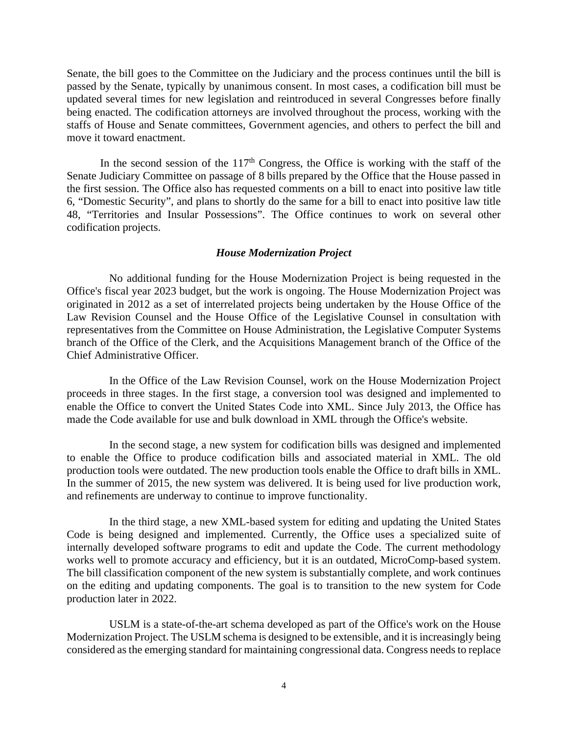Senate, the bill goes to the Committee on the Judiciary and the process continues until the bill is passed by the Senate, typically by unanimous consent. In most cases, a codification bill must be updated several times for new legislation and reintroduced in several Congresses before finally being enacted. The codification attorneys are involved throughout the process, working with the staffs of House and Senate committees, Government agencies, and others to perfect the bill and move it toward enactment.

In the second session of the 117th Congress, the Office is working with the staff of the Senate Judiciary Committee on passage of 8 bills prepared by the Office that the House passed in the first session. The Office also has requested comments on a bill to enact into positive law title 6, "Domestic Security", and plans to shortly do the same for a bill to enact into positive law title 48, "Territories and Insular Possessions". The Office continues to work on several other codification projects.

### *House Modernization Project*

No additional funding for the House Modernization Project is being requested in the Office's fiscal year 2023 budget, but the work is ongoing. The House Modernization Project was originated in 2012 as a set of interrelated projects being undertaken by the House Office of the Law Revision Counsel and the House Office of the Legislative Counsel in consultation with representatives from the Committee on House Administration, the Legislative Computer Systems branch of the Office of the Clerk, and the Acquisitions Management branch of the Office of the Chief Administrative Officer.

In the Office of the Law Revision Counsel, work on the House Modernization Project proceeds in three stages. In the first stage, a conversion tool was designed and implemented to enable the Office to convert the United States Code into XML. Since July 2013, the Office has made the Code available for use and bulk download in XML through the Office's website.

In the second stage, a new system for codification bills was designed and implemented to enable the Office to produce codification bills and associated material in XML. The old production tools were outdated. The new production tools enable the Office to draft bills in XML. In the summer of 2015, the new system was delivered. It is being used for live production work, and refinements are underway to continue to improve functionality.

In the third stage, a new XML-based system for editing and updating the United States Code is being designed and implemented. Currently, the Office uses a specialized suite of internally developed software programs to edit and update the Code. The current methodology works well to promote accuracy and efficiency, but it is an outdated, MicroComp-based system. The bill classification component of the new system is substantially complete, and work continues on the editing and updating components. The goal is to transition to the new system for Code production later in 2022.

USLM is a state-of-the-art schema developed as part of the Office's work on the House Modernization Project. The USLM schema is designed to be extensible, and it is increasingly being considered as the emerging standard for maintaining congressional data. Congress needs to replace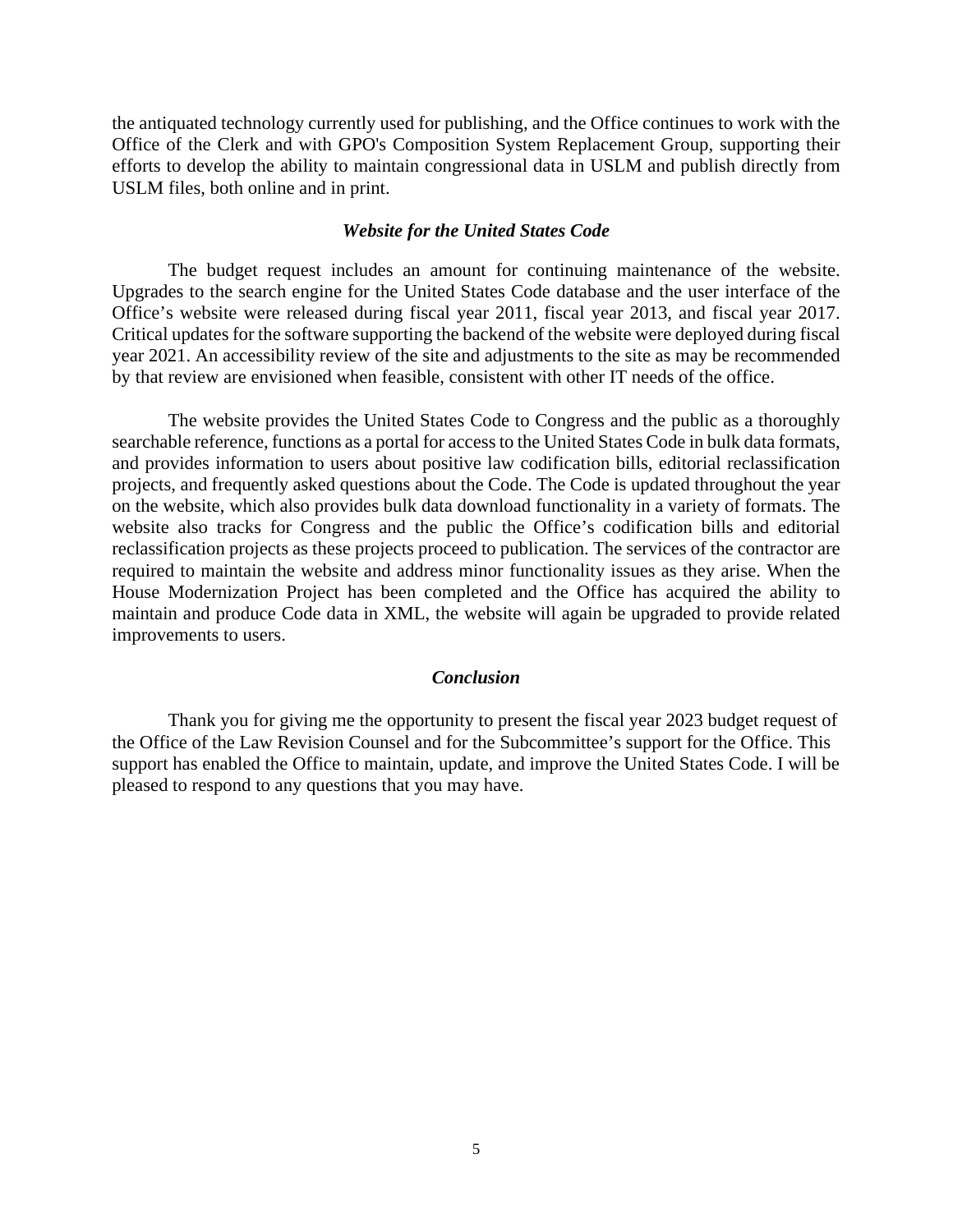the antiquated technology currently used for publishing, and the Office continues to work with the Office of the Clerk and with GPO's Composition System Replacement Group, supporting their efforts to develop the ability to maintain congressional data in USLM and publish directly from USLM files, both online and in print.

### *Website for the United States Code*

The budget request includes an amount for continuing maintenance of the website. Upgrades to the search engine for the United States Code database and the user interface of the Office's website were released during fiscal year 2011, fiscal year 2013, and fiscal year 2017. Critical updates for the software supporting the backend of the website were deployed during fiscal year 2021. An accessibility review of the site and adjustments to the site as may be recommended by that review are envisioned when feasible, consistent with other IT needs of the office.

The website provides the United States Code to Congress and the public as a thoroughly searchable reference, functions as a portal for access to the United States Code in bulk data formats, and provides information to users about positive law codification bills, editorial reclassification projects, and frequently asked questions about the Code. The Code is updated throughout the year on the website, which also provides bulk data download functionality in a variety of formats. The website also tracks for Congress and the public the Office's codification bills and editorial reclassification projects as these projects proceed to publication. The services of the contractor are required to maintain the website and address minor functionality issues as they arise. When the House Modernization Project has been completed and the Office has acquired the ability to maintain and produce Code data in XML, the website will again be upgraded to provide related improvements to users.

### *Conclusion*

Thank you for giving me the opportunity to present the fiscal year 2023 budget request of the Office of the Law Revision Counsel and for the Subcommittee's support for the Office. This support has enabled the Office to maintain, update, and improve the United States Code. I will be pleased to respond to any questions that you may have.